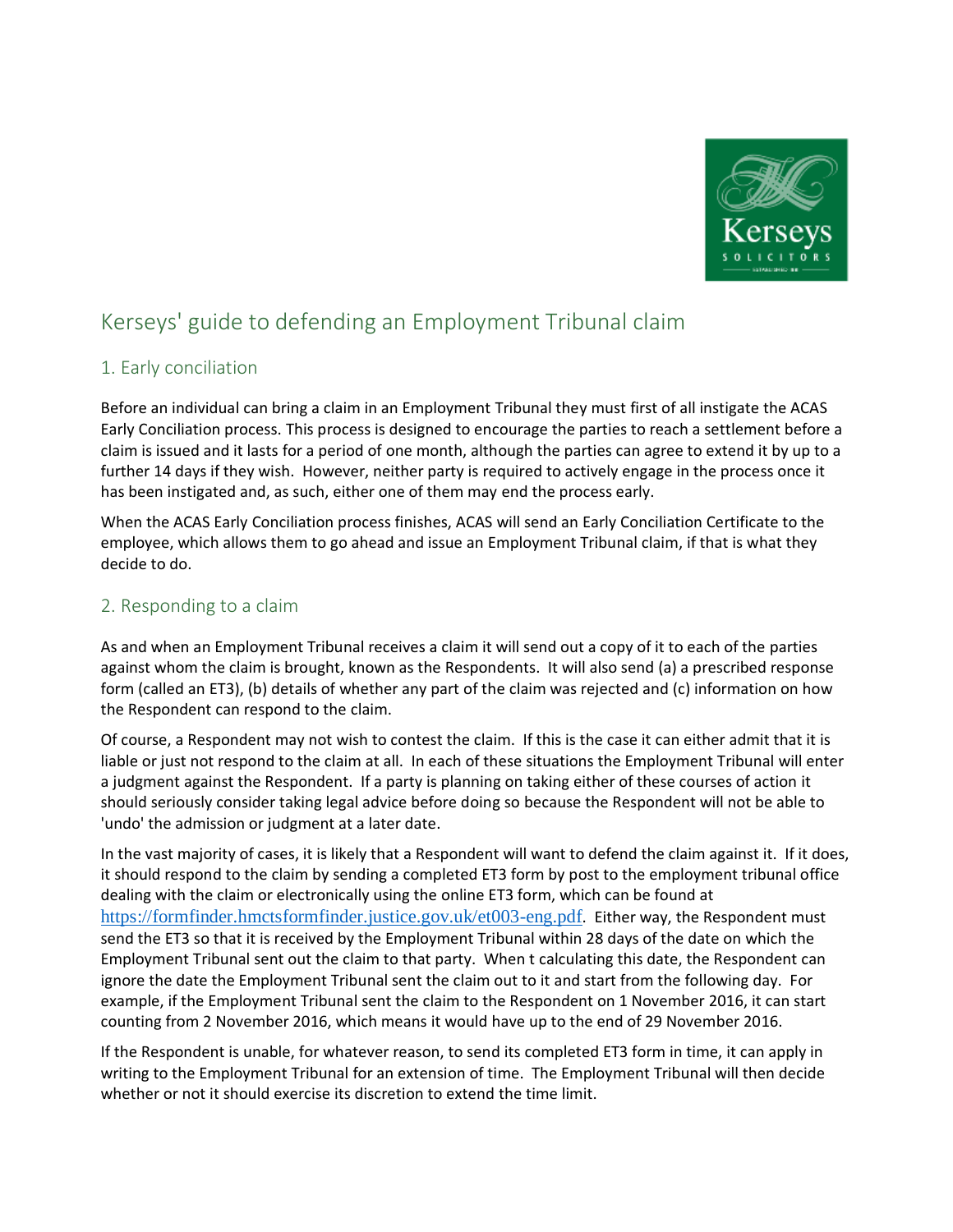# Kerseys' guide to defending an Employment Tribunal claim

## 1. Early conciliation

Before an individual can bring a claim in an Employment Tribunal they must first of all instigate the ACAS Early Conciliation process. This process is designed to encourage the parties to reach a settlement before a claim is issued and it lasts for a period of one month, although the parties can agree to extend it by up to a further 14 days if they wish. However, neither party is required to actively engage in the process once it has been instigated and, as such, either one of them may end the process early.

When the ACAS Early Conciliation process finishes, ACAS will send an Early Conciliation Certificate to the employee, which allows them to go ahead and issue an Employment Tribunal claim, if that is what they decide to do.

## 2. Responding to a claim

As and when an Employment Tribunal receives a claim it will send out a copy of it to each of the parties against whom the claim is brought, known as the Respondents. It will also send (a) a prescribed response form (called an ET3), (b) details of whether any part of the claim was rejected and (c) information on how the Respondent can respond to the claim.

Of course, a Respondent may not wish to contest the claim. If this is the case it can either admit that it is liable or just not respond to the claim at all. In each of these situations the Employment Tribunal will enter a judgment against the Respondent. If a party is planning on taking either of these courses of action it should seriously consider taking legal advice before doing so because the Respondent will not be able to 'undo' the admission or judgment at a later date.

In the vast majority of cases, it is likely that a Respondent will want to defend the claim against it. If it does, it should respond to the claim by sending a completed ET3 form by post to the employment tribunal office dealing with the claim or electronically using the online ET3 form, which can be found at https://formfinder.hmctsformfinder.justice.gov.uk/et003-eng.pdf. Either way, the Respondent must send the ET3 so that it is received by the Employment Tribunal within 28 days of the date on which the Employment Tribunal sent out the claim to that party. When t calculating this date, the Respondent can ignore the date the Employment Tribunal sent the claim out to it and start from the following day. For example, if the Employment Tribunal sent the claim to the Respondent on 1 November 2016, it can start counting from 2 November 2016, which means it would have up to the end of 29 November 2016.

If the Respondent is unable, for whatever reason, to send its completed ET3 form in time, it can apply in writing to the Employment Tribunal for an extension of time. The Employment Tribunal will then decide whether or not it should exercise its discretion to extend the time limit.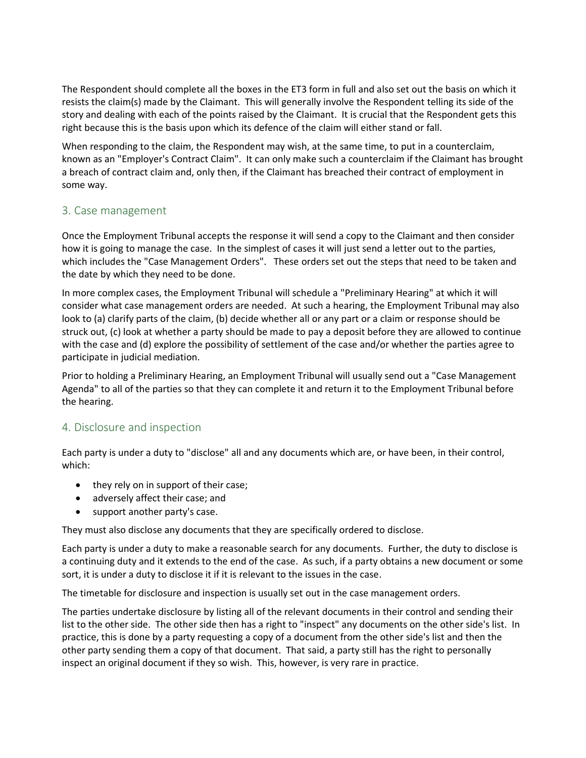The Respondent should complete all the boxes in the ET3 form in full and also set out the basis on which it resists the claim(s) made by the Claimant. This will generally involve the Respondent telling its side of the story and dealing with each of the points raised by the Claimant. It is crucial that the Respondent gets this right because this is the basis upon which its defence of the claim will either stand or fall.

When responding to the claim, the Respondent may wish, at the same time, to put in a counterclaim, known as an "Employer's Contract Claim". It can only make such a counterclaim if the Claimant has brought a breach of contract claim and, only then, if the Claimant has breached their contract of employment in some way.

## 3. Case management

Once the Employment Tribunal accepts the response it will send a copy to the Claimant and then consider how it is going to manage the case. In the simplest of cases it will just send a letter out to the parties, which includes the "Case Management Orders". These orders set out the steps that need to be taken and the date by which they need to be done.

In more complex cases, the Employment Tribunal will schedule a "Preliminary Hearing" at which it will consider what case management orders are needed. At such a hearing, the Employment Tribunal may also look to (a) clarify parts of the claim, (b) decide whether all or any part or a claim or response should be struck out, (c) look at whether a party should be made to pay a deposit before they are allowed to continue with the case and (d) explore the possibility of settlement of the case and/or whether the parties agree to participate in judicial mediation.

Prior to holding a Preliminary Hearing, an Employment Tribunal will usually send out a "Case Management Agenda" to all of the parties so that they can complete it and return it to the Employment Tribunal before the hearing.

## 4. Disclosure and inspection

Each party is under a duty to "disclose" all and any documents which are, or have been, in their control, which:

- they rely on in support of their case;
- adversely affect their case; and
- support another party's case.

They must also disclose any documents that they are specifically ordered to disclose.

Each party is under a duty to make a reasonable search for any documents. Further, the duty to disclose is a continuing duty and it extends to the end of the case. As such, if a party obtains a new document or some sort, it is under a duty to disclose it if it is relevant to the issues in the case.

The timetable for disclosure and inspection is usually set out in the case management orders.

The parties undertake disclosure by listing all of the relevant documents in their control and sending their list to the other side. The other side then has a right to "inspect" any documents on the other side's list. In practice, this is done by a party requesting a copy of a document from the other side's list and then the other party sending them a copy of that document. That said, a party still has the right to personally inspect an original document if they so wish. This, however, is very rare in practice.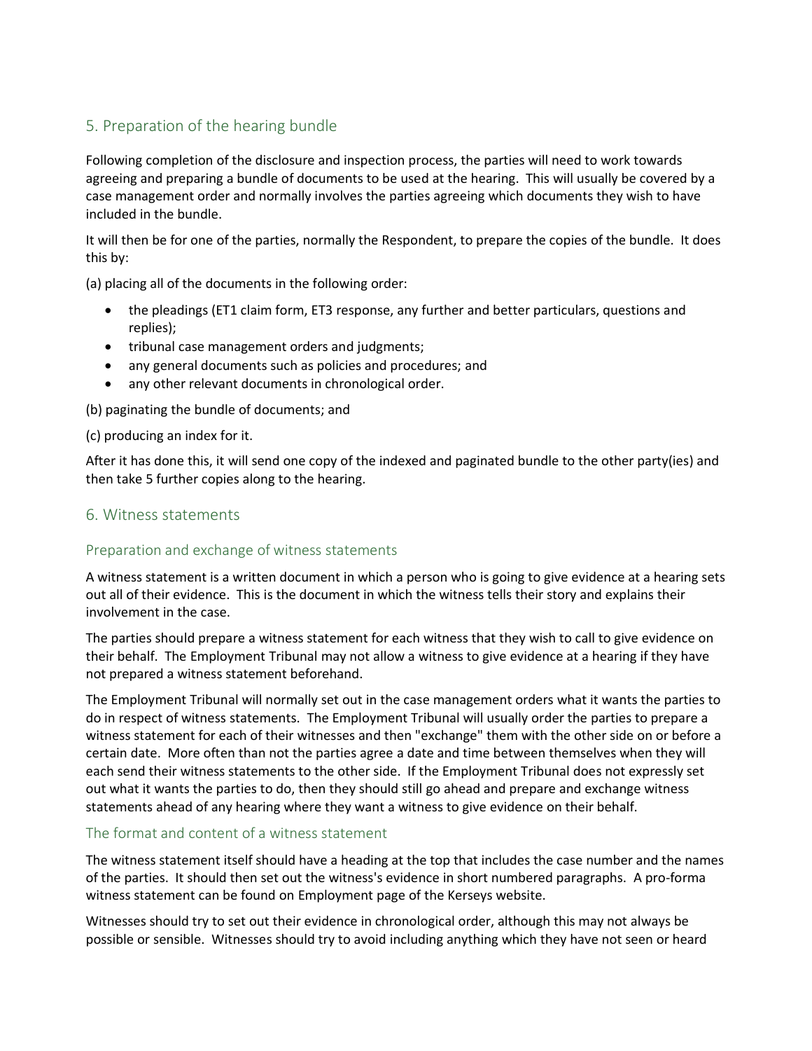## 5. Preparation of the hearing bundle

Following completion of the disclosure and inspection process, the parties will need to work towards agreeing and preparing a bundle of documents to be used at the hearing. This will usually be covered by a case management order and normally involves the parties agreeing which documents they wish to have included in the bundle.

It will then be for one of the parties, normally the Respondent, to prepare the copies of the bundle. It does this by:

(a) placing all of the documents in the following order:

- the pleadings (ET1 claim form, ET3 response, any further and better particulars, questions and replies);
- tribunal case management orders and judgments;
- any general documents such as policies and procedures; and
- any other relevant documents in chronological order.

(b) paginating the bundle of documents; and

(c) producing an index for it.

After it has done this, it will send one copy of the indexed and paginated bundle to the other party(ies) and then take 5 further copies along to the hearing.

## 6. Witness statements

### Preparation and exchange of witness statements

A witness statement is a written document in which a person who is going to give evidence at a hearing sets out all of their evidence. This is the document in which the witness tells their story and explains their involvement in the case.

The parties should prepare a witness statement for each witness that they wish to call to give evidence on their behalf. The Employment Tribunal may not allow a witness to give evidence at a hearing if they have not prepared a witness statement beforehand.

The Employment Tribunal will normally set out in the case management orders what it wants the parties to do in respect of witness statements. The Employment Tribunal will usually order the parties to prepare a witness statement for each of their witnesses and then "exchange" them with the other side on or before a certain date. More often than not the parties agree a date and time between themselves when they will each send their witness statements to the other side. If the Employment Tribunal does not expressly set out what it wants the parties to do, then they should still go ahead and prepare and exchange witness statements ahead of any hearing where they want a witness to give evidence on their behalf.

### The format and content of a witness statement

The witness statement itself should have a heading at the top that includes the case number and the names of the parties. It should then set out the witness's evidence in short numbered paragraphs. A pro-forma witness statement can be found on Employment page of the Kerseys website.

Witnesses should try to set out their evidence in chronological order, although this may not always be possible or sensible. Witnesses should try to avoid including anything which they have not seen or heard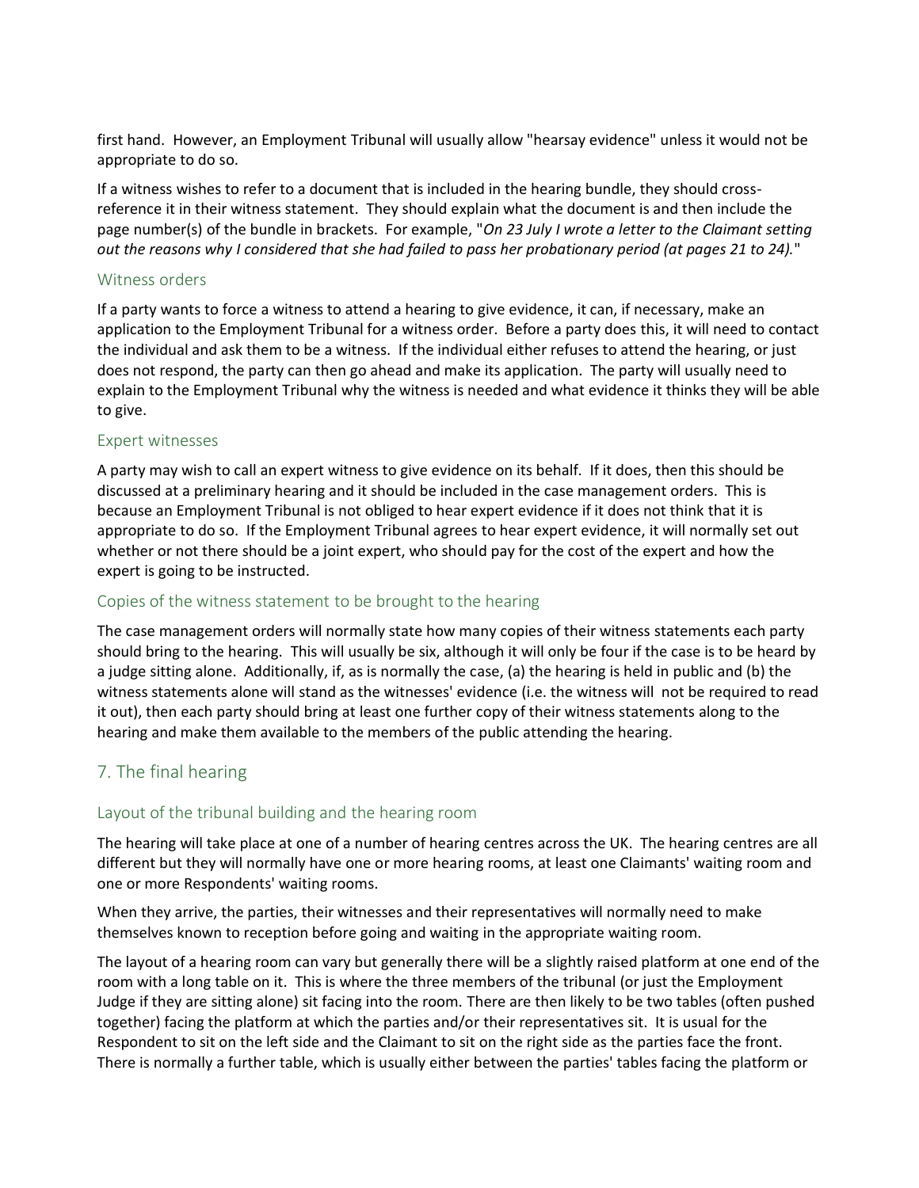first hand. However, an Employment Tribunal will usually allow "hearsay evidence" unless it would not be appropriate to do so.

If a witness wishes to refer to a document that is included in the hearing bundle, they should cross-reference it in their witness statement. They should explain what the document is and then include the page number(s) of the bundle in brackets. For example, "*On 23 July I wrote a letter to the Claimant setting out the reasons why I considered that she had failed to pass her probationary period (at pages 21 to 24).*"

### Witness orders

If a party wants to force a witness to attend a hearing to give evidence, it can, if necessary, make an application to the Employment Tribunal for a witness order. Before a party does this, it will need to contact the individual and ask them to be a witness. If the individual either refuses to attend the hearing, or just does not respond, the party can then go ahead and make its application. The party will usually need to explain to the Employment Tribunal why the witness is needed and what evidence it thinks they will be able to give.

### Expert witnesses

A party may wish to call an expert witness to give evidence on its behalf. If it does, then this should be discussed at a preliminary hearing and it should be included in the case management orders. This is because an Employment Tribunal is not obliged to hear expert evidence if it does not think that it is appropriate to do so. If the Employment Tribunal agrees to hear expert evidence, it will normally set out whether or not there should be a joint expert, who should pay for the cost of the expert and how the expert is going to be instructed.

### Copies of the witness statement to be brought to the hearing

The case management orders will normally state how many copies of their witness statements each party should bring to the hearing. This will usually be six, although it will only be four if the case is to be heard by a judge sitting alone. Additionally, if, as is normally the case, (a) the hearing is held in public and (b) the witness statements alone will stand as the witnesses' evidence (i.e. the witness will not be required to read it out), then each party should bring at least one further copy of their witness statements along to the hearing and make them available to the members of the public attending the hearing.

## 7. The final hearing

### Layout of the tribunal building and the hearing room

The hearing will take place at one of a number of hearing centres across the UK. The hearing centres are all different but they will normally have one or more hearing rooms, at least one Claimants' waiting room and one or more Respondents' waiting rooms.

When they arrive, the parties, their witnesses and their representatives will normally need to make themselves known to reception before going and waiting in the appropriate waiting room.

The layout of a hearing room can vary but generally there will be a slightly raised platform at one end of the room with a long table on it. This is where the three members of the tribunal (or just the Employment Judge if they are sitting alone) sit facing into the room. There are then likely to be two tables (often pushed together) facing the platform at which the parties and/or their representatives sit. It is usual for the Respondent to sit on the left side and the Claimant to sit on the right side as the parties face the front. There is normally a further table, which is usually either between the parties' tables facing the platform or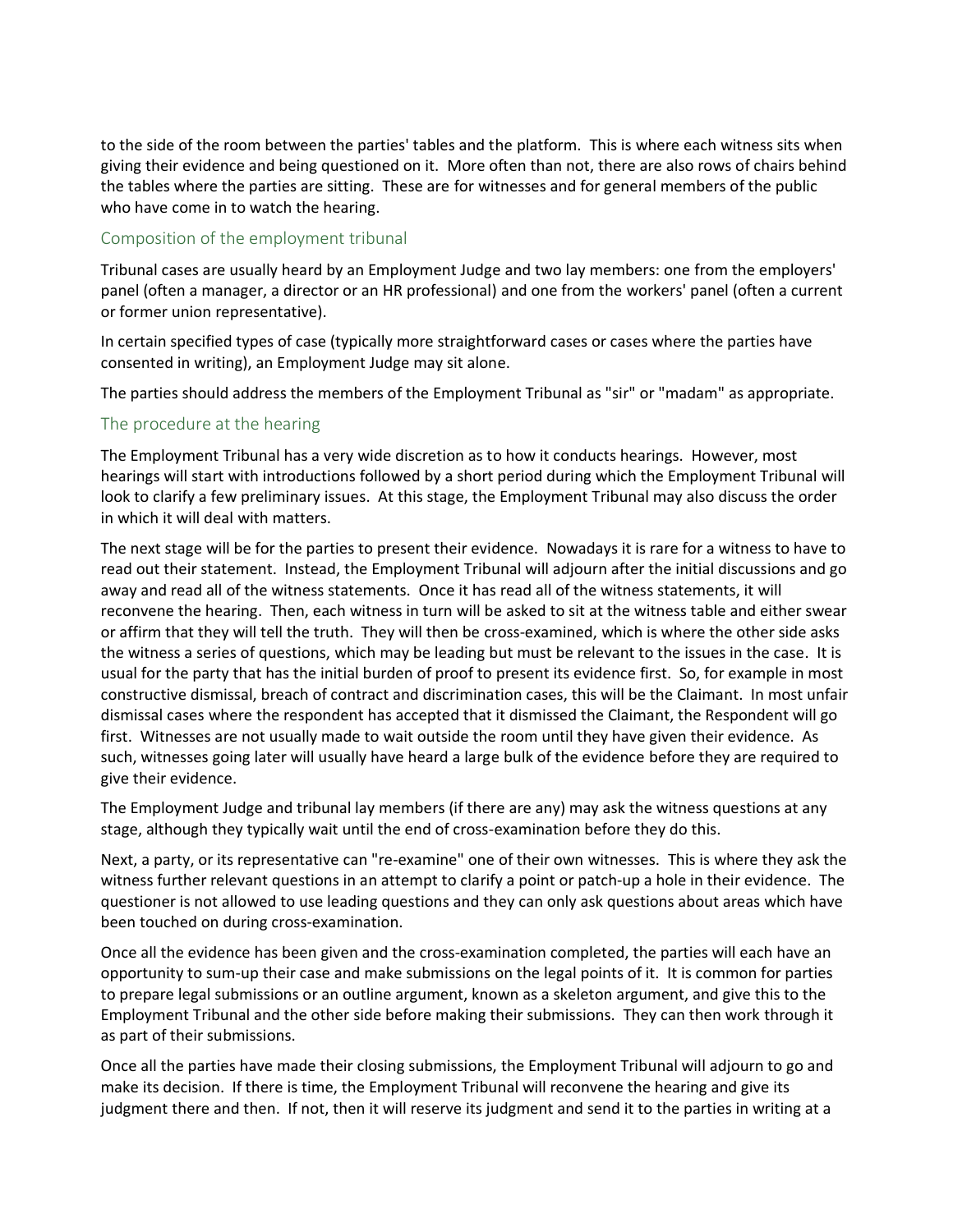to the side of the room between the parties' tables and the platform. This is where each witness sits when giving their evidence and being questioned on it. More often than not, there are also rows of chairs behind the tables where the parties are sitting. These are for witnesses and for general members of the public who have come in to watch the hearing.

## Composition of the employment tribunal

Tribunal cases are usually heard by an Employment Judge and two lay members: one from the employers' panel (often a manager, a director or an HR professional) and one from the workers' panel (often a current or former union representative).

In certain specified types of case (typically more straightforward cases or cases where the parties have consented in writing), an Employment Judge may sit alone.

The parties should address the members of the Employment Tribunal as "sir" or "madam" as appropriate.

## The procedure at the hearing

The Employment Tribunal has a very wide discretion as to how it conducts hearings. However, most hearings will start with introductions followed by a short period during which the Employment Tribunal will look to clarify a few preliminary issues. At this stage, the Employment Tribunal may also discuss the order in which it will deal with matters.

The next stage will be for the parties to present their evidence. Nowadays it is rare for a witness to have to read out their statement. Instead, the Employment Tribunal will adjourn after the initial discussions and go away and read all of the witness statements. Once it has read all of the witness statements, it will reconvene the hearing. Then, each witness in turn will be asked to sit at the witness table and either swear or affirm that they will tell the truth. They will then be cross-examined, which is where the other side asks the witness a series of questions, which may be leading but must be relevant to the issues in the case. It is usual for the party that has the initial burden of proof to present its evidence first. So, for example in most constructive dismissal, breach of contract and discrimination cases, this will be the Claimant. In most unfair dismissal cases where the respondent has accepted that it dismissed the Claimant, the Respondent will go first. Witnesses are not usually made to wait outside the room until they have given their evidence. As such, witnesses going later will usually have heard a large bulk of the evidence before they are required to give their evidence.

The Employment Judge and tribunal lay members (if there are any) may ask the witness questions at any stage, although they typically wait until the end of cross-examination before they do this.

Next, a party, or its representative can "re-examine" one of their own witnesses. This is where they ask the witness further relevant questions in an attempt to clarify a point or patch-up a hole in their evidence. The questioner is not allowed to use leading questions and they can only ask questions about areas which have been touched on during cross-examination.

Once all the evidence has been given and the cross-examination completed, the parties will each have an opportunity to sum-up their case and make submissions on the legal points of it. It is common for parties to prepare legal submissions or an outline argument, known as a skeleton argument, and give this to the Employment Tribunal and the other side before making their submissions. They can then work through it as part of their submissions.

Once all the parties have made their closing submissions, the Employment Tribunal will adjourn to go and make its decision. If there is time, the Employment Tribunal will reconvene the hearing and give its judgment there and then. If not, then it will reserve its judgment and send it to the parties in writing at a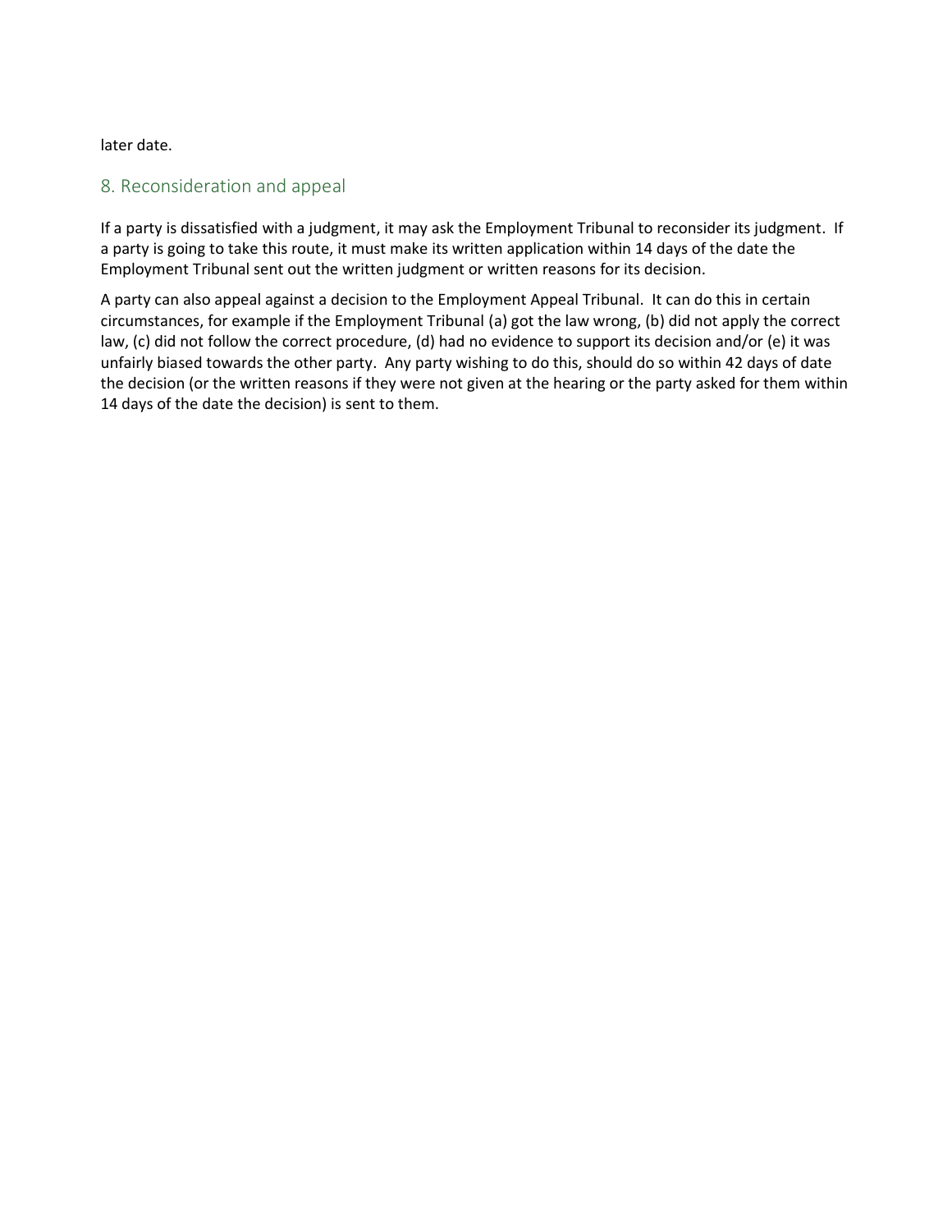later date.

## 8. Reconsideration and appeal

If a party is dissatisfied with a judgment, it may ask the Employment Tribunal to reconsider its judgment. If a party is going to take this route, it must make its written application within 14 days of the date the Employment Tribunal sent out the written judgment or written reasons for its decision.

A party can also appeal against a decision to the Employment Appeal Tribunal. It can do this in certain circumstances, for example if the Employment Tribunal (a) got the law wrong, (b) did not apply the correct law, (c) did not follow the correct procedure, (d) had no evidence to support its decision and/or (e) it was unfairly biased towards the other party. Any party wishing to do this, should do so within 42 days of date the decision (or the written reasons if they were not given at the hearing or the party asked for them within 14 days of the date the decision) is sent to them.